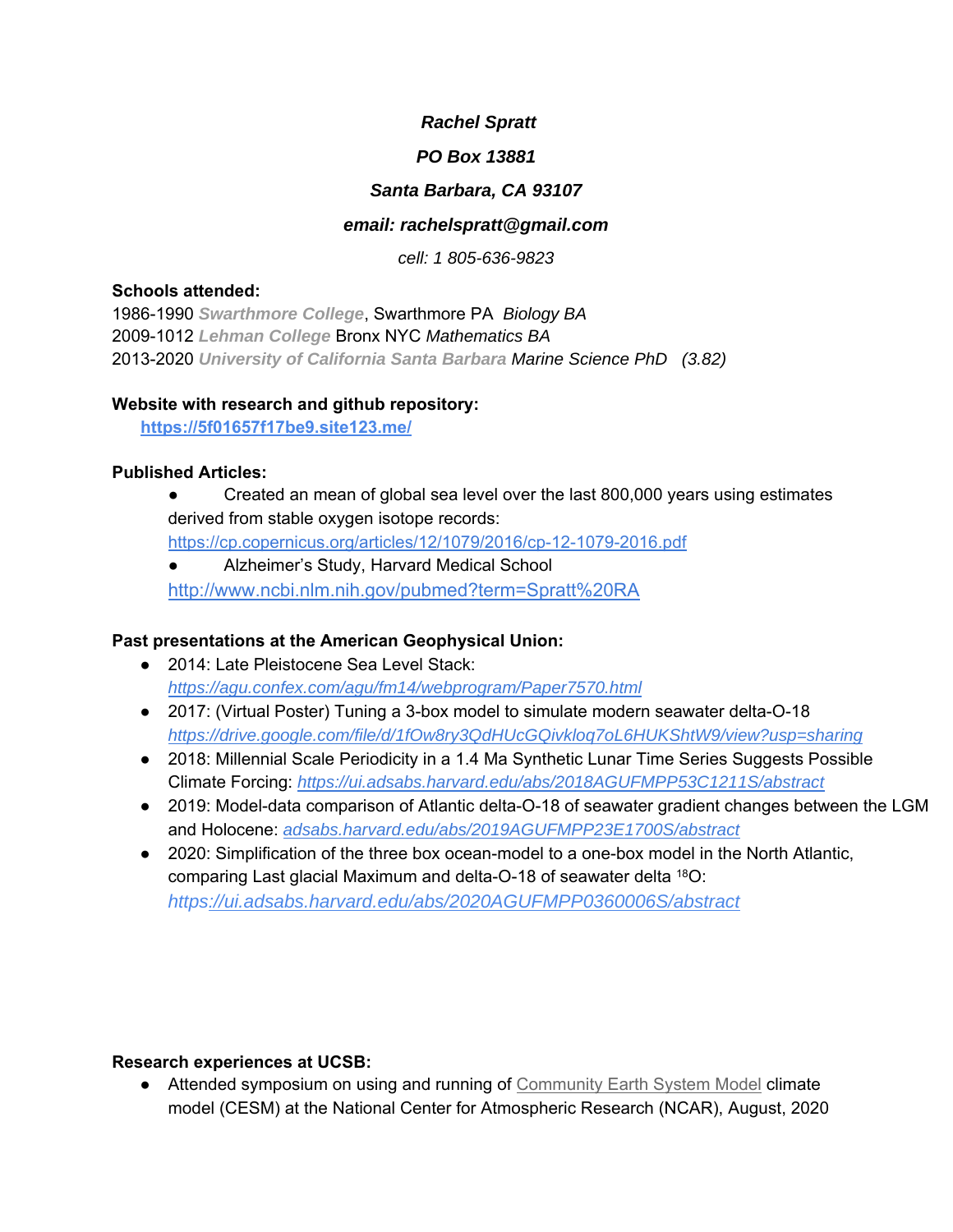***Rachel Spratt***

***PO Box 13881***

***Santa Barbara, CA 93107***

***email: rachelspratt@gmail.com***

*cell: 1 805-636-9823*

**Schools attended:**

1986-1990 ***Swarthmore College***, Swarthmore PA *Biology BA*
2009-1012 ***Lehman College*** Bronx NYC *Mathematics BA*
2013-2020 ***University of California Santa Barbara*** *Marine Science PhD (3.82)*

**Website with research and github repository:**

**https://5f01657f17be9.site123.me/**

**Published Articles:**

- Created an mean of global sea level over the last 800,000 years using estimates derived from stable oxygen isotope records: https://cp.copernicus.org/articles/12/1079/2016/cp-12-1079-2016.pdf
- Alzheimer's Study, Harvard Medical School http://www.ncbi.nlm.nih.gov/pubmed?term=Spratt%20RA

**Past presentations at the American Geophysical Union:**

- 2014: Late Pleistocene Sea Level Stack: *https://agu.confex.com/agu/fm14/webprogram/Paper7570.html*
- 2017: (Virtual Poster) Tuning a 3-box model to simulate modern seawater delta-O-18 *https://drive.google.com/file/d/1fOw8ry3QdHUcGQivkloq7oL6HUKShtW9/view?usp=sharing*
- 2018: Millennial Scale Periodicity in a 1.4 Ma Synthetic Lunar Time Series Suggests Possible Climate Forcing: *https://ui.adsabs.harvard.edu/abs/2018AGUFMPP53C1211S/abstract*
- 2019: Model-data comparison of Atlantic delta-O-18 of seawater gradient changes between the LGM and Holocene: *adsabs.harvard.edu/abs/2019AGUFMPP23E1700S/abstract*
- 2020: Simplification of the three box ocean-model to a one-box model in the North Atlantic, comparing Last glacial Maximum and delta-O-18 of seawater delta $^{18}$O: *https://ui.adsabs.harvard.edu/abs/2020AGUFMPP0360006S/abstract*

**Research experiences at UCSB:**

- Attended symposium on using and running of Community Earth System Model climate model (CESM) at the National Center for Atmospheric Research (NCAR), August, 2020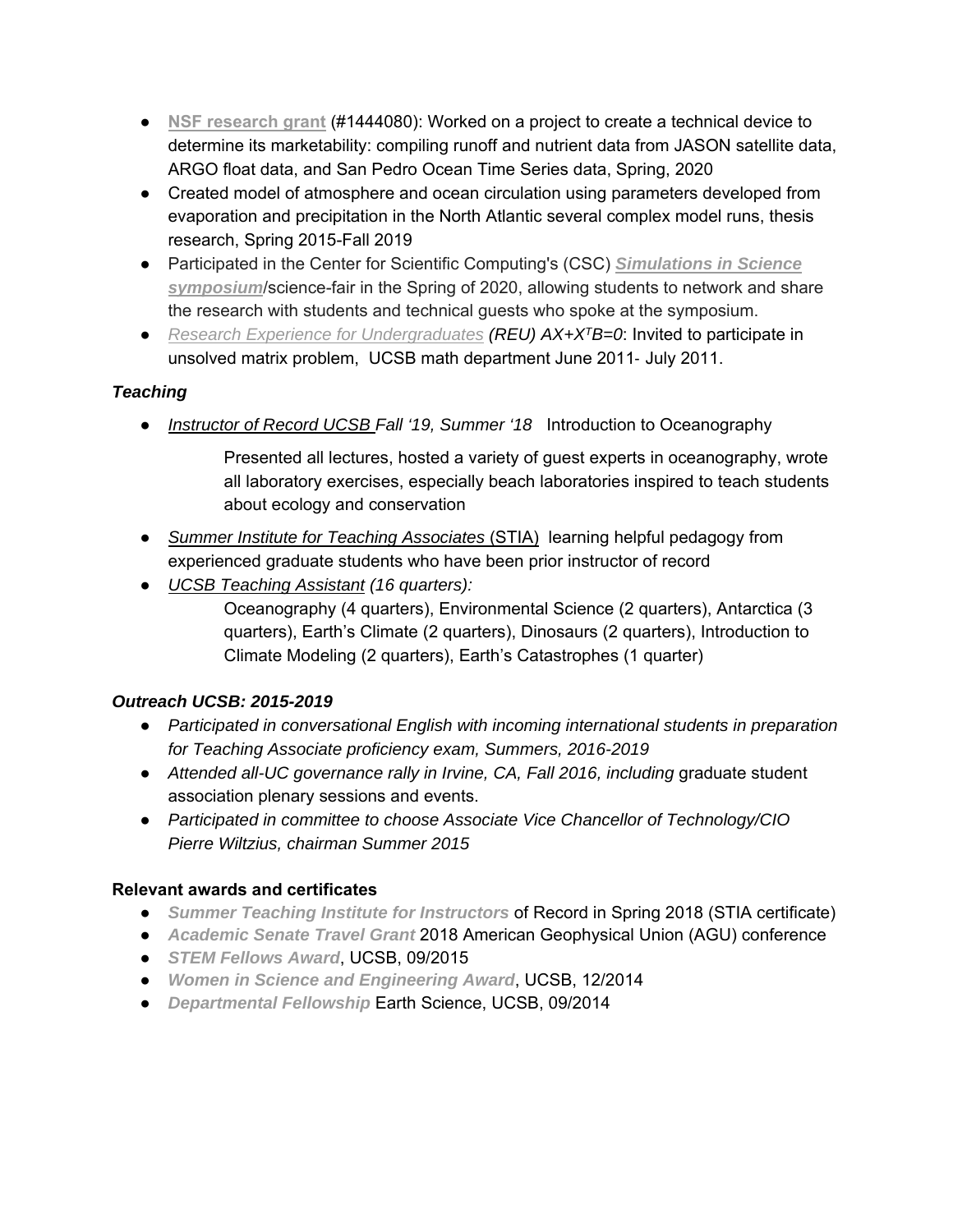- **NSF research grant** (#1444080): Worked on a project to create a technical device to determine its marketability: compiling runoff and nutrient data from JASON satellite data, ARGO float data, and San Pedro Ocean Time Series data, Spring, 2020
- Created model of atmosphere and ocean circulation using parameters developed from evaporation and precipitation in the North Atlantic several complex model runs, thesis research, Spring 2015-Fall 2019
- Participated in the Center for Scientific Computing's (CSC) ***Simulations in Science symposium***/science-fair in the Spring of 2020, allowing students to network and share the research with students and technical guests who spoke at the symposium.
- *Research Experience for Undergraduates (REU) $AX+X^TB=0$*: Invited to participate in unsolved matrix problem, UCSB math department June 2011- July 2011.

### *Teaching*

- *Instructor of Record UCSB Fall '19, Summer '18* Introduction to Oceanography

  Presented all lectures, hosted a variety of guest experts in oceanography, wrote all laboratory exercises, especially beach laboratories inspired to teach students about ecology and conservation

- *Summer Institute for Teaching Associates* (STIA) learning helpful pedagogy from experienced graduate students who have been prior instructor of record
- *UCSB Teaching Assistant (16 quarters):*

  Oceanography (4 quarters), Environmental Science (2 quarters), Antarctica (3 quarters), Earth's Climate (2 quarters), Dinosaurs (2 quarters), Introduction to Climate Modeling (2 quarters), Earth's Catastrophes (1 quarter)

### *Outreach UCSB: 2015-2019*

- *Participated in conversational English with incoming international students in preparation for Teaching Associate proficiency exam, Summers, 2016-2019*
- *Attended all-UC governance rally in Irvine, CA, Fall 2016, including* graduate student association plenary sessions and events.
- *Participated in committee to choose Associate Vice Chancellor of Technology/CIO Pierre Wiltzius, chairman Summer 2015*

### Relevant awards and certificates

- ***Summer Teaching Institute for Instructors*** of Record in Spring 2018 (STIA certificate)
- ***Academic Senate Travel Grant*** 2018 American Geophysical Union (AGU) conference
- ***STEM Fellows Award***, UCSB, 09/2015
- ***Women in Science and Engineering Award***, UCSB, 12/2014
- ***Departmental Fellowship*** Earth Science, UCSB, 09/2014